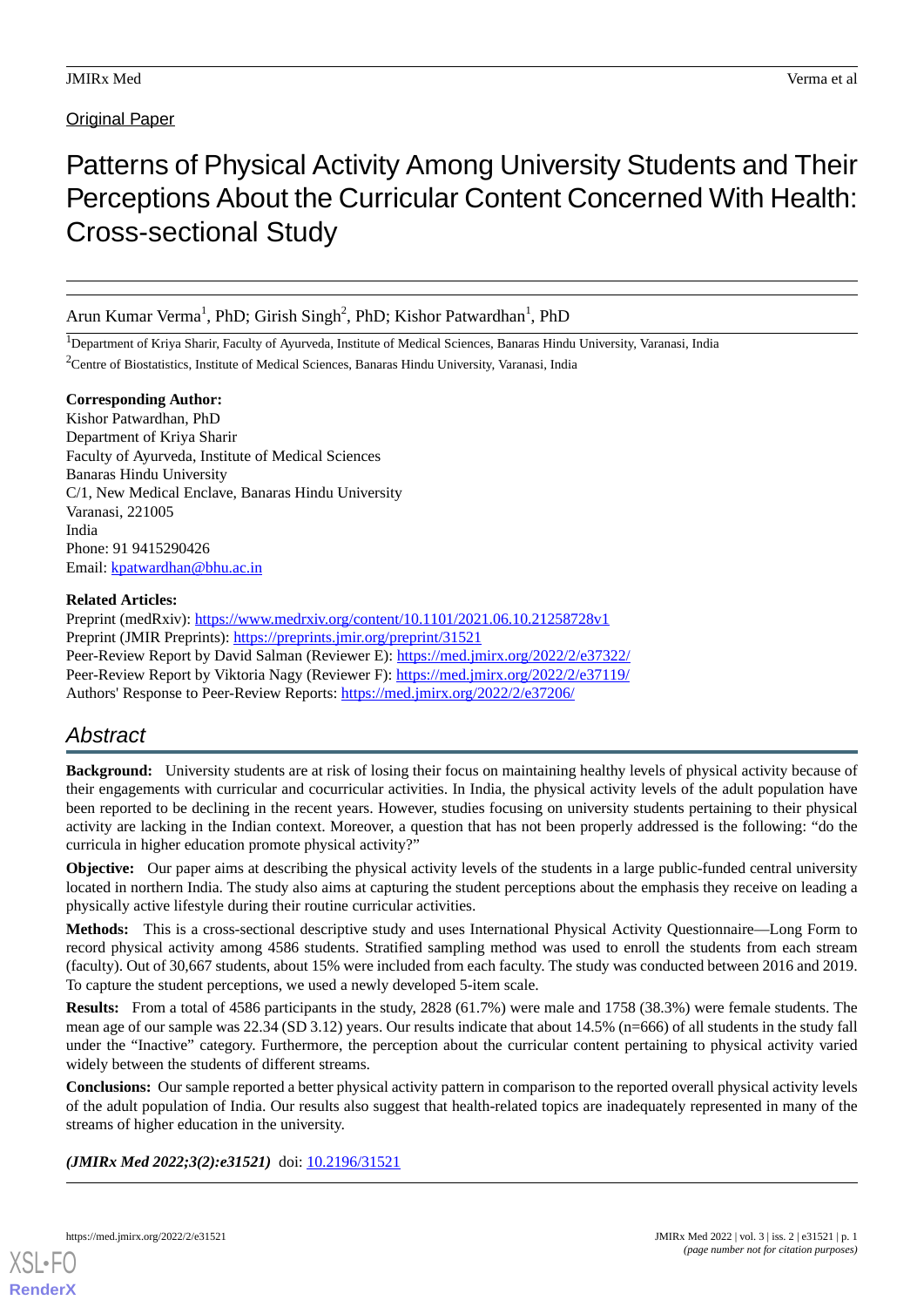Original Paper

# Patterns of Physical Activity Among University Students and Their Perceptions About the Curricular Content Concerned With Health: Cross-sectional Study

Arun Kumar Verma[1], PhD; Girish Singh[2], PhD; Kishor Patwardhan[1], PhD

[1]Department of Kriya Sharir, Faculty of Ayurveda, Institute of Medical Sciences, Banaras Hindu University, Varanasi, India

[2]Centre of Biostatistics, Institute of Medical Sciences, Banaras Hindu University, Varanasi, India

**Corresponding Author:**
Kishor Patwardhan, PhD
Department of Kriya Sharir
Faculty of Ayurveda, Institute of Medical Sciences
Banaras Hindu University
C/1, New Medical Enclave, Banaras Hindu University
Varanasi, 221005
India
Phone: 91 9415290426
Email: kpatwardhan@bhu.ac.in

**Related Articles:**
Preprint (medRxiv): https://www.medrxiv.org/content/10.1101/2021.06.10.21258728v1
Preprint (JMIR Preprints): https://preprints.jmir.org/preprint/31521
Peer-Review Report by David Salman (Reviewer E): https://med.jmirx.org/2022/2/e37322/
Peer-Review Report by Viktoria Nagy (Reviewer F): https://med.jmirx.org/2022/2/e37119/
Authors' Response to Peer-Review Reports: https://med.jmirx.org/2022/2/e37206/

## Abstract

**Background:** University students are at risk of losing their focus on maintaining healthy levels of physical activity because of their engagements with curricular and cocurricular activities. In India, the physical activity levels of the adult population have been reported to be declining in the recent years. However, studies focusing on university students pertaining to their physical activity are lacking in the Indian context. Moreover, a question that has not been properly addressed is the following: "do the curricula in higher education promote physical activity?"

**Objective:** Our paper aims at describing the physical activity levels of the students in a large public-funded central university located in northern India. The study also aims at capturing the student perceptions about the emphasis they receive on leading a physically active lifestyle during their routine curricular activities.

**Methods:** This is a cross-sectional descriptive study and uses International Physical Activity Questionnaire—Long Form to record physical activity among 4586 students. Stratified sampling method was used to enroll the students from each stream (faculty). Out of 30,667 students, about 15% were included from each faculty. The study was conducted between 2016 and 2019. To capture the student perceptions, we used a newly developed 5-item scale.

**Results:** From a total of 4586 participants in the study, 2828 (61.7%) were male and 1758 (38.3%) were female students. The mean age of our sample was 22.34 (SD 3.12) years. Our results indicate that about 14.5% (n=666) of all students in the study fall under the "Inactive" category. Furthermore, the perception about the curricular content pertaining to physical activity varied widely between the students of different streams.

**Conclusions:** Our sample reported a better physical activity pattern in comparison to the reported overall physical activity levels of the adult population of India. Our results also suggest that health-related topics are inadequately represented in many of the streams of higher education in the university.

***(JMIRx Med 2022;3(2):e31521)*** doi: 10.2196/31521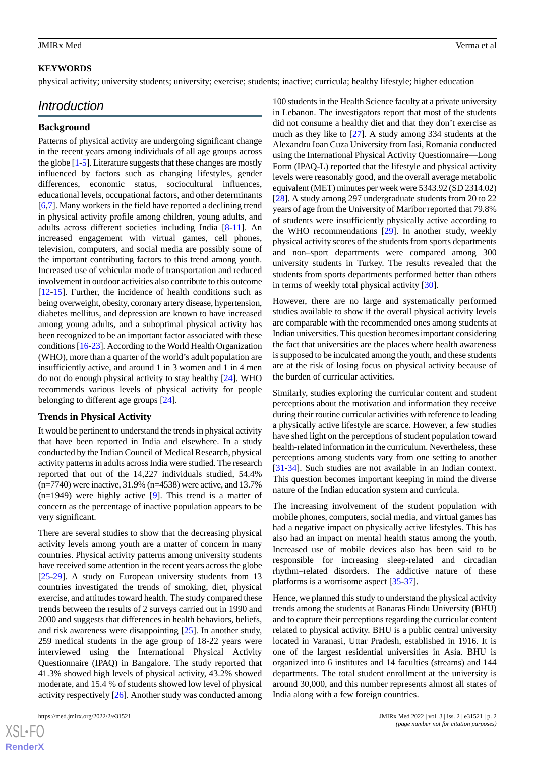**KEYWORDS**

physical activity; university students; university; exercise; students; inactive; curricula; healthy lifestyle; higher education

## Introduction

### Background

Patterns of physical activity are undergoing significant change in the recent years among individuals of all age groups across the globe [1-5]. Literature suggests that these changes are mostly influenced by factors such as changing lifestyles, gender differences, economic status, sociocultural influences, educational levels, occupational factors, and other determinants [6,7]. Many workers in the field have reported a declining trend in physical activity profile among children, young adults, and adults across different societies including India [8-11]. An increased engagement with virtual games, cell phones, television, computers, and social media are possibly some of the important contributing factors to this trend among youth. Increased use of vehicular mode of transportation and reduced involvement in outdoor activities also contribute to this outcome [12-15]. Further, the incidence of health conditions such as being overweight, obesity, coronary artery disease, hypertension, diabetes mellitus, and depression are known to have increased among young adults, and a suboptimal physical activity has been recognized to be an important factor associated with these conditions [16-23]. According to the World Health Organization (WHO), more than a quarter of the world's adult population are insufficiently active, and around 1 in 3 women and 1 in 4 men do not do enough physical activity to stay healthy [24]. WHO recommends various levels of physical activity for people belonging to different age groups [24].

### Trends in Physical Activity

It would be pertinent to understand the trends in physical activity that have been reported in India and elsewhere. In a study conducted by the Indian Council of Medical Research, physical activity patterns in adults across India were studied. The research reported that out of the 14,227 individuals studied, 54.4% (n=7740) were inactive, 31.9% (n=4538) were active, and 13.7% (n=1949) were highly active [9]. This trend is a matter of concern as the percentage of inactive population appears to be very significant.

There are several studies to show that the decreasing physical activity levels among youth are a matter of concern in many countries. Physical activity patterns among university students have received some attention in the recent years across the globe [25-29]. A study on European university students from 13 countries investigated the trends of smoking, diet, physical exercise, and attitudes toward health. The study compared these trends between the results of 2 surveys carried out in 1990 and 2000 and suggests that differences in health behaviors, beliefs, and risk awareness were disappointing [25]. In another study, 259 medical students in the age group of 18-22 years were interviewed using the International Physical Activity Questionnaire (IPAQ) in Bangalore. The study reported that 41.3% showed high levels of physical activity, 43.2% showed moderate, and 15.4 % of students showed low level of physical activity respectively [26]. Another study was conducted among 100 students in the Health Science faculty at a private university in Lebanon. The investigators report that most of the students did not consume a healthy diet and that they don't exercise as much as they like to [27]. A study among 334 students at the Alexandru Ioan Cuza University from Iasi, Romania conducted using the International Physical Activity Questionnaire—Long Form (IPAQ-L) reported that the lifestyle and physical activity levels were reasonably good, and the overall average metabolic equivalent (MET) minutes per week were 5343.92 (SD 2314.02) [28]. A study among 297 undergraduate students from 20 to 22 years of age from the University of Maribor reported that 79.8% of students were insufficiently physically active according to the WHO recommendations [29]. In another study, weekly physical activity scores of the students from sports departments and non–sport departments were compared among 300 university students in Turkey. The results revealed that the students from sports departments performed better than others in terms of weekly total physical activity [30].

However, there are no large and systematically performed studies available to show if the overall physical activity levels are comparable with the recommended ones among students at Indian universities. This question becomes important considering the fact that universities are the places where health awareness is supposed to be inculcated among the youth, and these students are at the risk of losing focus on physical activity because of the burden of curricular activities.

Similarly, studies exploring the curricular content and student perceptions about the motivation and information they receive during their routine curricular activities with reference to leading a physically active lifestyle are scarce. However, a few studies have shed light on the perceptions of student population toward health-related information in the curriculum. Nevertheless, these perceptions among students vary from one setting to another [31-34]. Such studies are not available in an Indian context. This question becomes important keeping in mind the diverse nature of the Indian education system and curricula.

The increasing involvement of the student population with mobile phones, computers, social media, and virtual games has had a negative impact on physically active lifestyles. This has also had an impact on mental health status among the youth. Increased use of mobile devices also has been said to be responsible for increasing sleep-related and circadian rhythm–related disorders. The addictive nature of these platforms is a worrisome aspect [35-37].

Hence, we planned this study to understand the physical activity trends among the students at Banaras Hindu University (BHU) and to capture their perceptions regarding the curricular content related to physical activity. BHU is a public central university located in Varanasi, Uttar Pradesh, established in 1916. It is one of the largest residential universities in Asia. BHU is organized into 6 institutes and 14 faculties (streams) and 144 departments. The total student enrollment at the university is around 30,000, and this number represents almost all states of India along with a few foreign countries.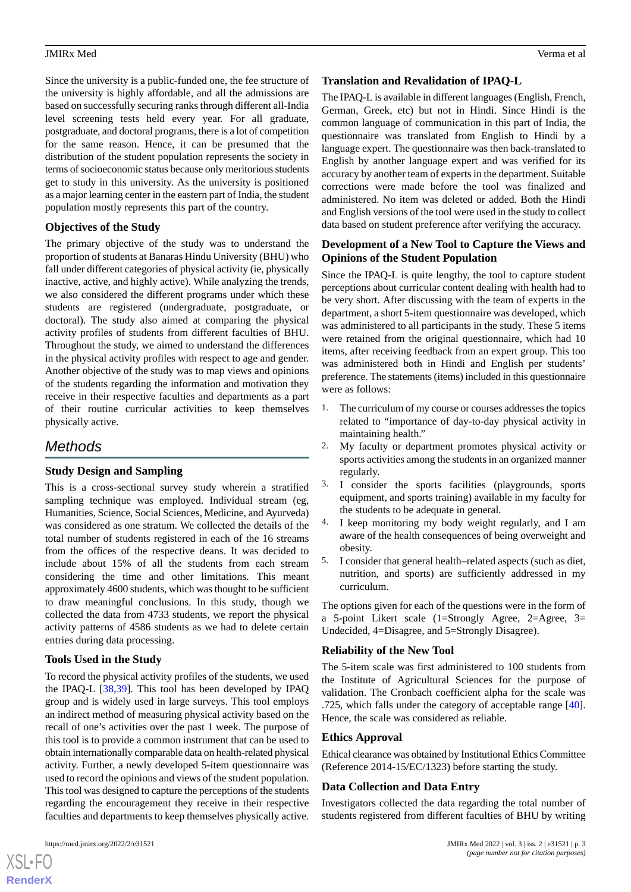Since the university is a public-funded one, the fee structure of the university is highly affordable, and all the admissions are based on successfully securing ranks through different all-India level screening tests held every year. For all graduate, postgraduate, and doctoral programs, there is a lot of competition for the same reason. Hence, it can be presumed that the distribution of the student population represents the society in terms of socioeconomic status because only meritorious students get to study in this university. As the university is positioned as a major learning center in the eastern part of India, the student population mostly represents this part of the country.

### Objectives of the Study

The primary objective of the study was to understand the proportion of students at Banaras Hindu University (BHU) who fall under different categories of physical activity (ie, physically inactive, active, and highly active). While analyzing the trends, we also considered the different programs under which these students are registered (undergraduate, postgraduate, or doctoral). The study also aimed at comparing the physical activity profiles of students from different faculties of BHU. Throughout the study, we aimed to understand the differences in the physical activity profiles with respect to age and gender. Another objective of the study was to map views and opinions of the students regarding the information and motivation they receive in their respective faculties and departments as a part of their routine curricular activities to keep themselves physically active.

## Methods

### Study Design and Sampling

This is a cross-sectional survey study wherein a stratified sampling technique was employed. Individual stream (eg, Humanities, Science, Social Sciences, Medicine, and Ayurveda) was considered as one stratum. We collected the details of the total number of students registered in each of the 16 streams from the offices of the respective deans. It was decided to include about 15% of all the students from each stream considering the time and other limitations. This meant approximately 4600 students, which was thought to be sufficient to draw meaningful conclusions. In this study, though we collected the data from 4733 students, we report the physical activity patterns of 4586 students as we had to delete certain entries during data processing.

### Tools Used in the Study

To record the physical activity profiles of the students, we used the IPAQ-L [38,39]. This tool has been developed by IPAQ group and is widely used in large surveys. This tool employs an indirect method of measuring physical activity based on the recall of one's activities over the past 1 week. The purpose of this tool is to provide a common instrument that can be used to obtain internationally comparable data on health-related physical activity. Further, a newly developed 5-item questionnaire was used to record the opinions and views of the student population. This tool was designed to capture the perceptions of the students regarding the encouragement they receive in their respective faculties and departments to keep themselves physically active.

### Translation and Revalidation of IPAQ-L

The IPAQ-L is available in different languages (English, French, German, Greek, etc) but not in Hindi. Since Hindi is the common language of communication in this part of India, the questionnaire was translated from English to Hindi by a language expert. The questionnaire was then back-translated to English by another language expert and was verified for its accuracy by another team of experts in the department. Suitable corrections were made before the tool was finalized and administered. No item was deleted or added. Both the Hindi and English versions of the tool were used in the study to collect data based on student preference after verifying the accuracy.

### Development of a New Tool to Capture the Views and Opinions of the Student Population

Since the IPAQ-L is quite lengthy, the tool to capture student perceptions about curricular content dealing with health had to be very short. After discussing with the team of experts in the department, a short 5-item questionnaire was developed, which was administered to all participants in the study. These 5 items were retained from the original questionnaire, which had 10 items, after receiving feedback from an expert group. This too was administered both in Hindi and English per students' preference. The statements (items) included in this questionnaire were as follows:

1. The curriculum of my course or courses addresses the topics related to "importance of day-to-day physical activity in maintaining health."
2. My faculty or department promotes physical activity or sports activities among the students in an organized manner regularly.
3. I consider the sports facilities (playgrounds, sports equipment, and sports training) available in my faculty for the students to be adequate in general.
4. I keep monitoring my body weight regularly, and I am aware of the health consequences of being overweight and obesity.
5. I consider that general health–related aspects (such as diet, nutrition, and sports) are sufficiently addressed in my curriculum.

The options given for each of the questions were in the form of a 5-point Likert scale (1=Strongly Agree, 2=Agree, 3= Undecided, 4=Disagree, and 5=Strongly Disagree).

### Reliability of the New Tool

The 5-item scale was first administered to 100 students from the Institute of Agricultural Sciences for the purpose of validation. The Cronbach coefficient alpha for the scale was .725, which falls under the category of acceptable range [40]. Hence, the scale was considered as reliable.

### Ethics Approval

Ethical clearance was obtained by Institutional Ethics Committee (Reference 2014-15/EC/1323) before starting the study.

### Data Collection and Data Entry

Investigators collected the data regarding the total number of students registered from different faculties of BHU by writing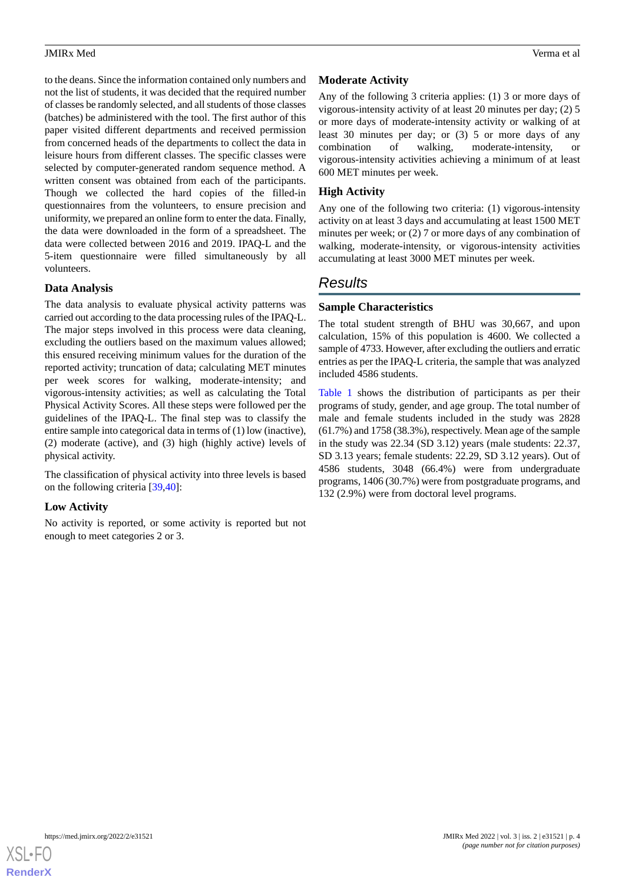to the deans. Since the information contained only numbers and not the list of students, it was decided that the required number of classes be randomly selected, and all students of those classes (batches) be administered with the tool. The first author of this paper visited different departments and received permission from concerned heads of the departments to collect the data in leisure hours from different classes. The specific classes were selected by computer-generated random sequence method. A written consent was obtained from each of the participants. Though we collected the hard copies of the filled-in questionnaires from the volunteers, to ensure precision and uniformity, we prepared an online form to enter the data. Finally, the data were downloaded in the form of a spreadsheet. The data were collected between 2016 and 2019. IPAQ-L and the 5-item questionnaire were filled simultaneously by all volunteers.

### Data Analysis

The data analysis to evaluate physical activity patterns was carried out according to the data processing rules of the IPAQ-L. The major steps involved in this process were data cleaning, excluding the outliers based on the maximum values allowed; this ensured receiving minimum values for the duration of the reported activity; truncation of data; calculating MET minutes per week scores for walking, moderate-intensity; and vigorous-intensity activities; as well as calculating the Total Physical Activity Scores. All these steps were followed per the guidelines of the IPAQ-L. The final step was to classify the entire sample into categorical data in terms of (1) low (inactive), (2) moderate (active), and (3) high (highly active) levels of physical activity.

The classification of physical activity into three levels is based on the following criteria [39,40]:

### Low Activity

No activity is reported, or some activity is reported but not enough to meet categories 2 or 3.

### Moderate Activity

Any of the following 3 criteria applies: (1) 3 or more days of vigorous-intensity activity of at least 20 minutes per day; (2) 5 or more days of moderate-intensity activity or walking of at least 30 minutes per day; or (3) 5 or more days of any combination of walking, moderate-intensity, or vigorous-intensity activities achieving a minimum of at least 600 MET minutes per week.

### High Activity

Any one of the following two criteria: (1) vigorous-intensity activity on at least 3 days and accumulating at least 1500 MET minutes per week; or (2) 7 or more days of any combination of walking, moderate-intensity, or vigorous-intensity activities accumulating at least 3000 MET minutes per week.

## Results

### Sample Characteristics

The total student strength of BHU was 30,667, and upon calculation, 15% of this population is 4600. We collected a sample of 4733. However, after excluding the outliers and erratic entries as per the IPAQ-L criteria, the sample that was analyzed included 4586 students.

Table 1 shows the distribution of participants as per their programs of study, gender, and age group. The total number of male and female students included in the study was 2828 (61.7%) and 1758 (38.3%), respectively. Mean age of the sample in the study was 22.34 (SD 3.12) years (male students: 22.37, SD 3.13 years; female students: 22.29, SD 3.12 years). Out of 4586 students, 3048 (66.4%) were from undergraduate programs, 1406 (30.7%) were from postgraduate programs, and 132 (2.9%) were from doctoral level programs.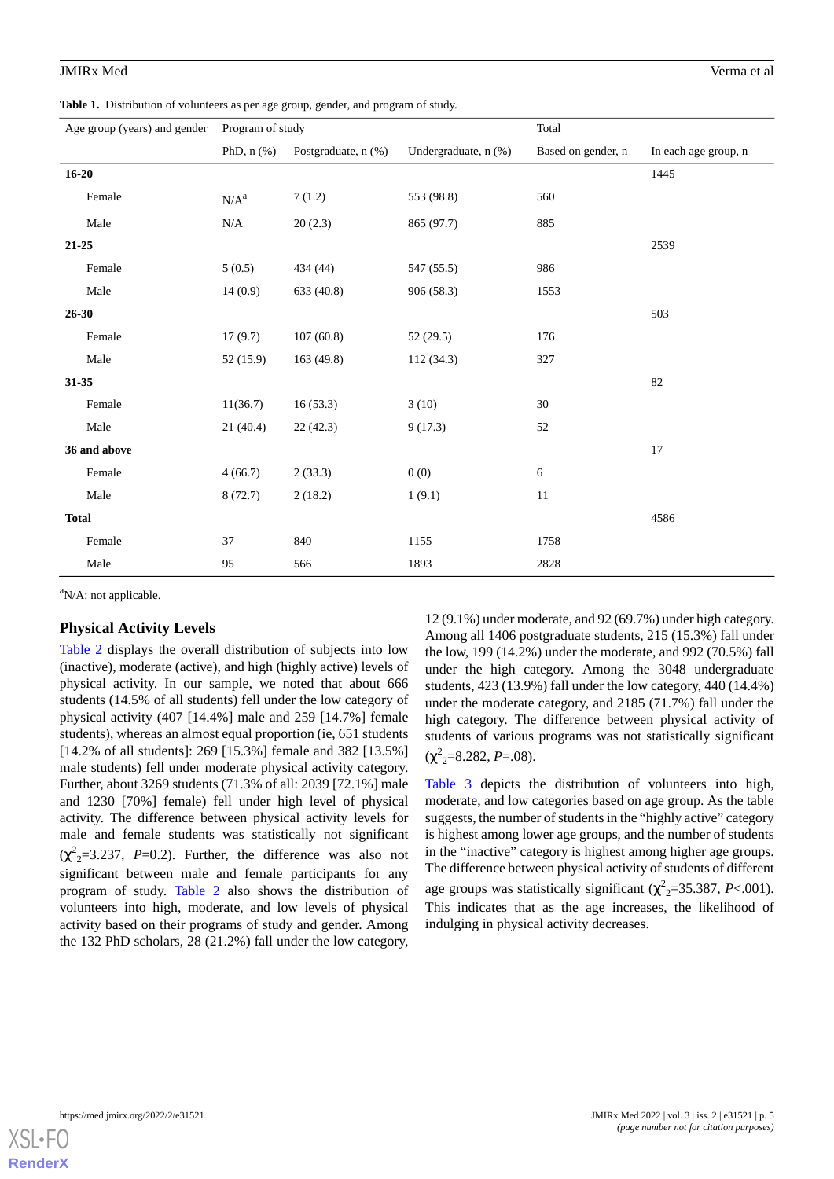**Table 1.** Distribution of volunteers as per age group, gender, and program of study.

| Age group (years) and gender | Program of study | | | Total | |
|---|---|---|---|---|---|
| | PhD, n (%) | Postgraduate, n (%) | Undergraduate, n (%) | Based on gender, n | In each age group, n |
| **16-20** | | | | | 1445 |
| Female | N/A[a] | 7 (1.2) | 553 (98.8) | 560 | |
| Male | N/A | 20 (2.3) | 865 (97.7) | 885 | |
| **21-25** | | | | | 2539 |
| Female | 5 (0.5) | 434 (44) | 547 (55.5) | 986 | |
| Male | 14 (0.9) | 633 (40.8) | 906 (58.3) | 1553 | |
| **26-30** | | | | | 503 |
| Female | 17 (9.7) | 107 (60.8) | 52 (29.5) | 176 | |
| Male | 52 (15.9) | 163 (49.8) | 112 (34.3) | 327 | |
| **31-35** | | | | | 82 |
| Female | 11(36.7) | 16 (53.3) | 3 (10) | 30 | |
| Male | 21 (40.4) | 22 (42.3) | 9 (17.3) | 52 | |
| **36 and above** | | | | | 17 |
| Female | 4 (66.7) | 2 (33.3) | 0 (0) | 6 | |
| Male | 8 (72.7) | 2 (18.2) | 1 (9.1) | 11 | |
| **Total** | | | | | 4586 |
| Female | 37 | 840 | 1155 | 1758 | |
| Male | 95 | 566 | 1893 | 2828 | |

[a]N/A: not applicable.

## Physical Activity Levels

Table 2 displays the overall distribution of subjects into low (inactive), moderate (active), and high (highly active) levels of physical activity. In our sample, we noted that about 666 students (14.5% of all students) fell under the low category of physical activity (407 [14.4%] male and 259 [14.7%] female students), whereas an almost equal proportion (ie, 651 students [14.2% of all students]: 269 [15.3%] female and 382 [13.5%] male students) fell under moderate physical activity category. Further, about 3269 students (71.3% of all: 2039 [72.1%] male and 1230 [70%] female) fell under high level of physical activity. The difference between physical activity levels for male and female students was statistically not significant ($\chi^2_2$=3.237, $P$=0.2). Further, the difference was also not significant between male and female participants for any program of study. Table 2 also shows the distribution of volunteers into high, moderate, and low levels of physical activity based on their programs of study and gender. Among the 132 PhD scholars, 28 (21.2%) fall under the low category, 12 (9.1%) under moderate, and 92 (69.7%) under high category. Among all 1406 postgraduate students, 215 (15.3%) fall under the low, 199 (14.2%) under the moderate, and 992 (70.5%) fall under the high category. Among the 3048 undergraduate students, 423 (13.9%) fall under the low category, 440 (14.4%) under the moderate category, and 2185 (71.7%) fall under the high category. The difference between physical activity of students of various programs was not statistically significant ($\chi^2_2$=8.282, $P$=.08).

Table 3 depicts the distribution of volunteers into high, moderate, and low categories based on age group. As the table suggests, the number of students in the "highly active" category is highest among lower age groups, and the number of students in the "inactive" category is highest among higher age groups. The difference between physical activity of students of different age groups was statistically significant ($\chi^2_2$=35.387, $P$<.001). This indicates that as the age increases, the likelihood of indulging in physical activity decreases.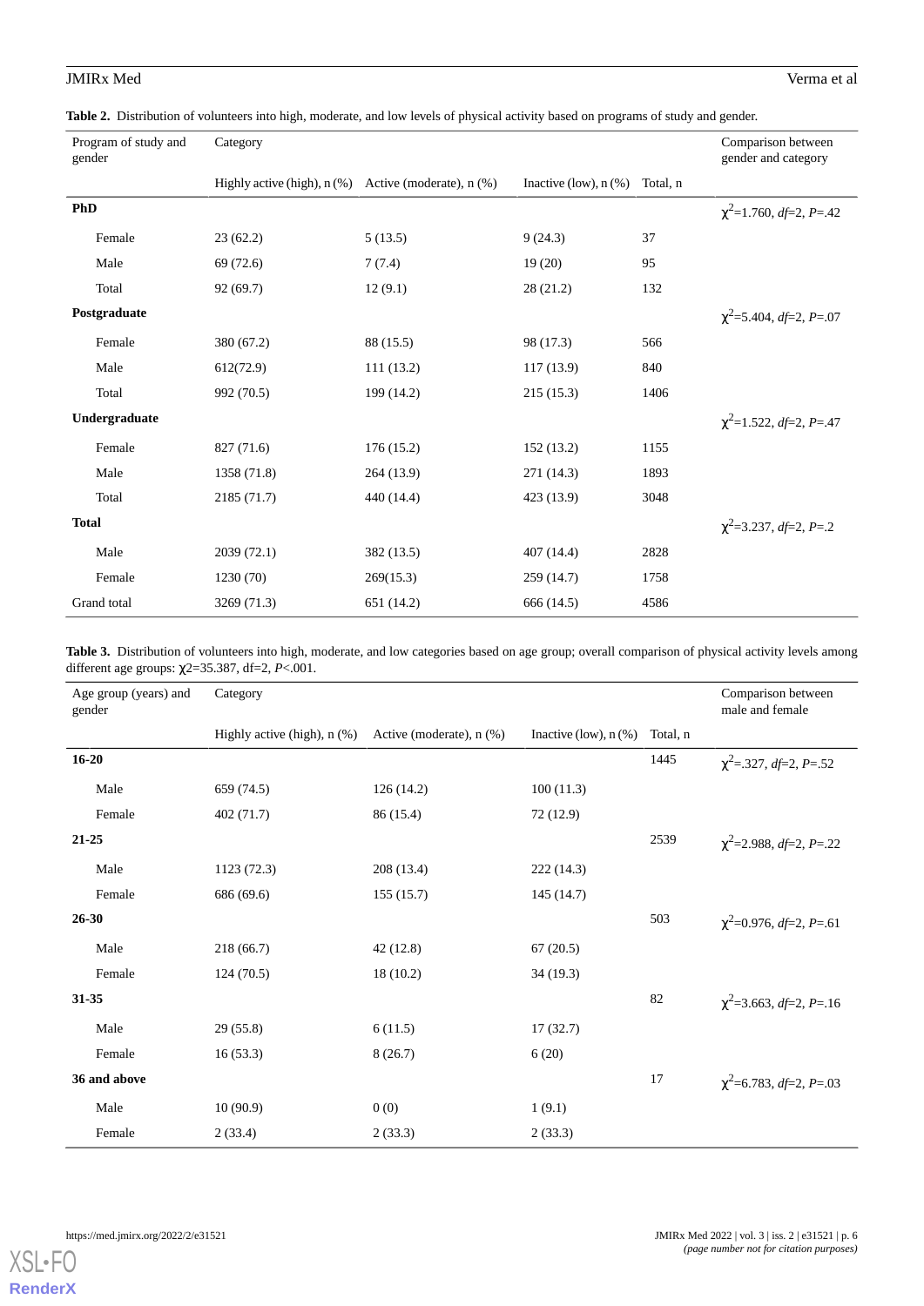**Table 2.** Distribution of volunteers into high, moderate, and low levels of physical activity based on programs of study and gender.

| Program of study and gender | Category | | | | Comparison between gender and category |
|---|---|---|---|---|---|
| | Highly active (high), n (%) | Active (moderate), n (%) | Inactive (low), n (%) | Total, n | |
| **PhD** | | | | | $\chi^2$=1.760, *df*=2, *P*=.42 |
| Female | 23 (62.2) | 5 (13.5) | 9 (24.3) | 37 | |
| Male | 69 (72.6) | 7 (7.4) | 19 (20) | 95 | |
| Total | 92 (69.7) | 12 (9.1) | 28 (21.2) | 132 | |
| **Postgraduate** | | | | | $\chi^2$=5.404, *df*=2, *P*=.07 |
| Female | 380 (67.2) | 88 (15.5) | 98 (17.3) | 566 | |
| Male | 612(72.9) | 111 (13.2) | 117 (13.9) | 840 | |
| Total | 992 (70.5) | 199 (14.2) | 215 (15.3) | 1406 | |
| **Undergraduate** | | | | | $\chi^2$=1.522, *df*=2, *P*=.47 |
| Female | 827 (71.6) | 176 (15.2) | 152 (13.2) | 1155 | |
| Male | 1358 (71.8) | 264 (13.9) | 271 (14.3) | 1893 | |
| Total | 2185 (71.7) | 440 (14.4) | 423 (13.9) | 3048 | |
| **Total** | | | | | $\chi^2$=3.237, *df*=2, *P*=.2 |
| Male | 2039 (72.1) | 382 (13.5) | 407 (14.4) | 2828 | |
| Female | 1230 (70) | 269(15.3) | 259 (14.7) | 1758 | |
| Grand total | 3269 (71.3) | 651 (14.2) | 666 (14.5) | 4586 | |

**Table 3.** Distribution of volunteers into high, moderate, and low categories based on age group; overall comparison of physical activity levels among different age groups: $\chi^2$=35.387, df=2, *P*<.001.

| Age group (years) and gender | Category | | | | Comparison between male and female |
|---|---|---|---|---|---|
| | Highly active (high), n (%) | Active (moderate), n (%) | Inactive (low), n (%) | Total, n | |
| **16-20** | | | | 1445 | $\chi^2$=.327, *df*=2, *P*=.52 |
| Male | 659 (74.5) | 126 (14.2) | 100 (11.3) | | |
| Female | 402 (71.7) | 86 (15.4) | 72 (12.9) | | |
| **21-25** | | | | 2539 | $\chi^2$=2.988, *df*=2, *P*=.22 |
| Male | 1123 (72.3) | 208 (13.4) | 222 (14.3) | | |
| Female | 686 (69.6) | 155 (15.7) | 145 (14.7) | | |
| **26-30** | | | | 503 | $\chi^2$=0.976, *df*=2, *P*=.61 |
| Male | 218 (66.7) | 42 (12.8) | 67 (20.5) | | |
| Female | 124 (70.5) | 18 (10.2) | 34 (19.3) | | |
| **31-35** | | | | 82 | $\chi^2$=3.663, *df*=2, *P*=.16 |
| Male | 29 (55.8) | 6 (11.5) | 17 (32.7) | | |
| Female | 16 (53.3) | 8 (26.7) | 6 (20) | | |
| **36 and above** | | | | 17 | $\chi^2$=6.783, *df*=2, *P*=.03 |
| Male | 10 (90.9) | 0 (0) | 1 (9.1) | | |
| Female | 2 (33.4) | 2 (33.3) | 2 (33.3) | | |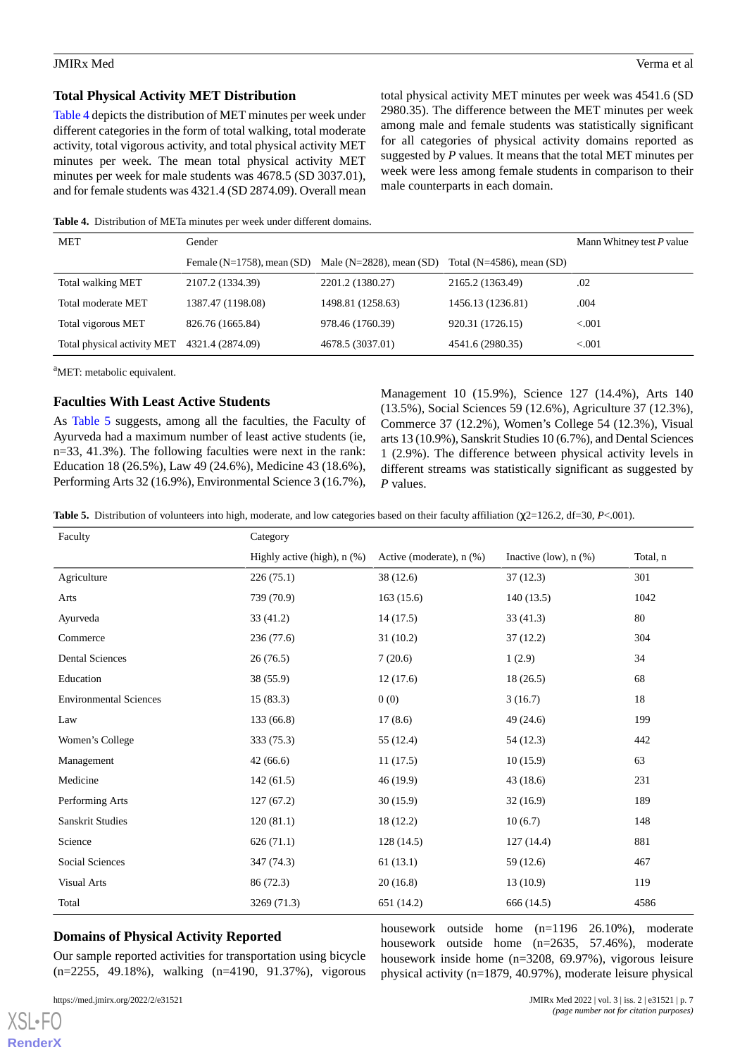## Total Physical Activity MET Distribution

Table 4 depicts the distribution of MET minutes per week under different categories in the form of total walking, total moderate activity, total vigorous activity, and total physical activity MET minutes per week. The mean total physical activity MET minutes per week for male students was 4678.5 (SD 3037.01), and for female students was 4321.4 (SD 2874.09). Overall mean total physical activity MET minutes per week was 4541.6 (SD 2980.35). The difference between the MET minutes per week among male and female students was statistically significant for all categories of physical activity domains reported as suggested by *P* values. It means that the total MET minutes per week were less among female students in comparison to their male counterparts in each domain.

**Table 4.** Distribution of METa minutes per week under different domains.

| MET | Gender | | | Mann Whitney test *P* value |
|---|---|---|---|---|
| | Female (N=1758), mean (SD) | Male (N=2828), mean (SD) | Total (N=4586), mean (SD) | |
| Total walking MET | 2107.2 (1334.39) | 2201.2 (1380.27) | 2165.2 (1363.49) | .02 |
| Total moderate MET | 1387.47 (1198.08) | 1498.81 (1258.63) | 1456.13 (1236.81) | .004 |
| Total vigorous MET | 826.76 (1665.84) | 978.46 (1760.39) | 920.31 (1726.15) | <.001 |
| Total physical activity MET | 4321.4 (2874.09) | 4678.5 (3037.01) | 4541.6 (2980.35) | <.001 |

[a]MET: metabolic equivalent.

## Faculties With Least Active Students

As Table 5 suggests, among all the faculties, the Faculty of Ayurveda had a maximum number of least active students (ie, n=33, 41.3%). The following faculties were next in the rank: Education 18 (26.5%), Law 49 (24.6%), Medicine 43 (18.6%), Performing Arts 32 (16.9%), Environmental Science 3 (16.7%), Management 10 (15.9%), Science 127 (14.4%), Arts 140 (13.5%), Social Sciences 59 (12.6%), Agriculture 37 (12.3%), Commerce 37 (12.2%), Women's College 54 (12.3%), Visual arts 13 (10.9%), Sanskrit Studies 10 (6.7%), and Dental Sciences 1 (2.9%). The difference between physical activity levels in different streams was statistically significant as suggested by *P* values.

**Table 5.** Distribution of volunteers into high, moderate, and low categories based on their faculty affiliation ($\chi^2$=126.2, df=30, *P*<.001).

| Faculty | Category | | | |
|---|---|---|---|---|
| | Highly active (high), n (%) | Active (moderate), n (%) | Inactive (low), n (%) | Total, n |
| Agriculture | 226 (75.1) | 38 (12.6) | 37 (12.3) | 301 |
| Arts | 739 (70.9) | 163 (15.6) | 140 (13.5) | 1042 |
| Ayurveda | 33 (41.2) | 14 (17.5) | 33 (41.3) | 80 |
| Commerce | 236 (77.6) | 31 (10.2) | 37 (12.2) | 304 |
| Dental Sciences | 26 (76.5) | 7 (20.6) | 1 (2.9) | 34 |
| Education | 38 (55.9) | 12 (17.6) | 18 (26.5) | 68 |
| Environmental Sciences | 15 (83.3) | 0 (0) | 3 (16.7) | 18 |
| Law | 133 (66.8) | 17 (8.6) | 49 (24.6) | 199 |
| Women's College | 333 (75.3) | 55 (12.4) | 54 (12.3) | 442 |
| Management | 42 (66.6) | 11 (17.5) | 10 (15.9) | 63 |
| Medicine | 142 (61.5) | 46 (19.9) | 43 (18.6) | 231 |
| Performing Arts | 127 (67.2) | 30 (15.9) | 32 (16.9) | 189 |
| Sanskrit Studies | 120 (81.1) | 18 (12.2) | 10 (6.7) | 148 |
| Science | 626 (71.1) | 128 (14.5) | 127 (14.4) | 881 |
| Social Sciences | 347 (74.3) | 61 (13.1) | 59 (12.6) | 467 |
| Visual Arts | 86 (72.3) | 20 (16.8) | 13 (10.9) | 119 |
| Total | 3269 (71.3) | 651 (14.2) | 666 (14.5) | 4586 |

## Domains of Physical Activity Reported

Our sample reported activities for transportation using bicycle (n=2255, 49.18%), walking (n=4190, 91.37%), vigorous housework outside home (n=1196 26.10%), moderate housework outside home (n=2635, 57.46%), moderate housework inside home (n=3208, 69.97%), vigorous leisure physical activity (n=1879, 40.97%), moderate leisure physical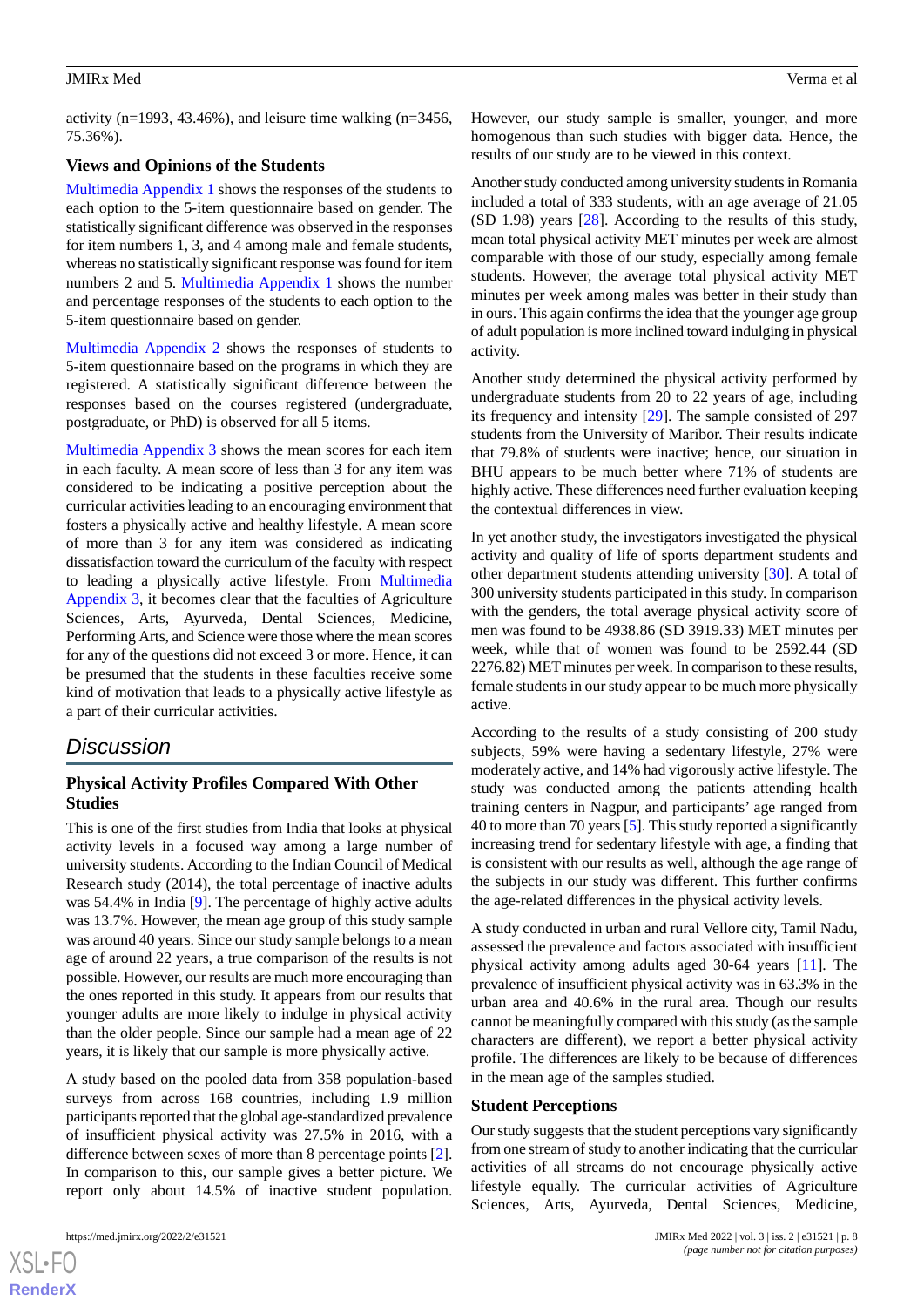activity (n=1993, 43.46%), and leisure time walking (n=3456, 75.36%).

### Views and Opinions of the Students

Multimedia Appendix 1 shows the responses of the students to each option to the 5-item questionnaire based on gender. The statistically significant difference was observed in the responses for item numbers 1, 3, and 4 among male and female students, whereas no statistically significant response was found for item numbers 2 and 5. Multimedia Appendix 1 shows the number and percentage responses of the students to each option to the 5-item questionnaire based on gender.

Multimedia Appendix 2 shows the responses of students to 5-item questionnaire based on the programs in which they are registered. A statistically significant difference between the responses based on the courses registered (undergraduate, postgraduate, or PhD) is observed for all 5 items.

Multimedia Appendix 3 shows the mean scores for each item in each faculty. A mean score of less than 3 for any item was considered to be indicating a positive perception about the curricular activities leading to an encouraging environment that fosters a physically active and healthy lifestyle. A mean score of more than 3 for any item was considered as indicating dissatisfaction toward the curriculum of the faculty with respect to leading a physically active lifestyle. From Multimedia Appendix 3, it becomes clear that the faculties of Agriculture Sciences, Arts, Ayurveda, Dental Sciences, Medicine, Performing Arts, and Science were those where the mean scores for any of the questions did not exceed 3 or more. Hence, it can be presumed that the students in these faculties receive some kind of motivation that leads to a physically active lifestyle as a part of their curricular activities.

## Discussion

### Physical Activity Profiles Compared With Other Studies

This is one of the first studies from India that looks at physical activity levels in a focused way among a large number of university students. According to the Indian Council of Medical Research study (2014), the total percentage of inactive adults was 54.4% in India [9]. The percentage of highly active adults was 13.7%. However, the mean age group of this study sample was around 40 years. Since our study sample belongs to a mean age of around 22 years, a true comparison of the results is not possible. However, our results are much more encouraging than the ones reported in this study. It appears from our results that younger adults are more likely to indulge in physical activity than the older people. Since our sample had a mean age of 22 years, it is likely that our sample is more physically active.

A study based on the pooled data from 358 population-based surveys from across 168 countries, including 1.9 million participants reported that the global age-standardized prevalence of insufficient physical activity was 27.5% in 2016, with a difference between sexes of more than 8 percentage points [2]. In comparison to this, our sample gives a better picture. We report only about 14.5% of inactive student population. However, our study sample is smaller, younger, and more homogenous than such studies with bigger data. Hence, the results of our study are to be viewed in this context.

Another study conducted among university students in Romania included a total of 333 students, with an age average of 21.05 (SD 1.98) years [28]. According to the results of this study, mean total physical activity MET minutes per week are almost comparable with those of our study, especially among female students. However, the average total physical activity MET minutes per week among males was better in their study than in ours. This again confirms the idea that the younger age group of adult population is more inclined toward indulging in physical activity.

Another study determined the physical activity performed by undergraduate students from 20 to 22 years of age, including its frequency and intensity [29]. The sample consisted of 297 students from the University of Maribor. Their results indicate that 79.8% of students were inactive; hence, our situation in BHU appears to be much better where 71% of students are highly active. These differences need further evaluation keeping the contextual differences in view.

In yet another study, the investigators investigated the physical activity and quality of life of sports department students and other department students attending university [30]. A total of 300 university students participated in this study. In comparison with the genders, the total average physical activity score of men was found to be 4938.86 (SD 3919.33) MET minutes per week, while that of women was found to be 2592.44 (SD 2276.82) MET minutes per week. In comparison to these results, female students in our study appear to be much more physically active.

According to the results of a study consisting of 200 study subjects, 59% were having a sedentary lifestyle, 27% were moderately active, and 14% had vigorously active lifestyle. The study was conducted among the patients attending health training centers in Nagpur, and participants' age ranged from 40 to more than 70 years [5]. This study reported a significantly increasing trend for sedentary lifestyle with age, a finding that is consistent with our results as well, although the age range of the subjects in our study was different. This further confirms the age-related differences in the physical activity levels.

A study conducted in urban and rural Vellore city, Tamil Nadu, assessed the prevalence and factors associated with insufficient physical activity among adults aged 30-64 years [11]. The prevalence of insufficient physical activity was in 63.3% in the urban area and 40.6% in the rural area. Though our results cannot be meaningfully compared with this study (as the sample characters are different), we report a better physical activity profile. The differences are likely to be because of differences in the mean age of the samples studied.

### Student Perceptions

Our study suggests that the student perceptions vary significantly from one stream of study to another indicating that the curricular activities of all streams do not encourage physically active lifestyle equally. The curricular activities of Agriculture Sciences, Arts, Ayurveda, Dental Sciences, Medicine,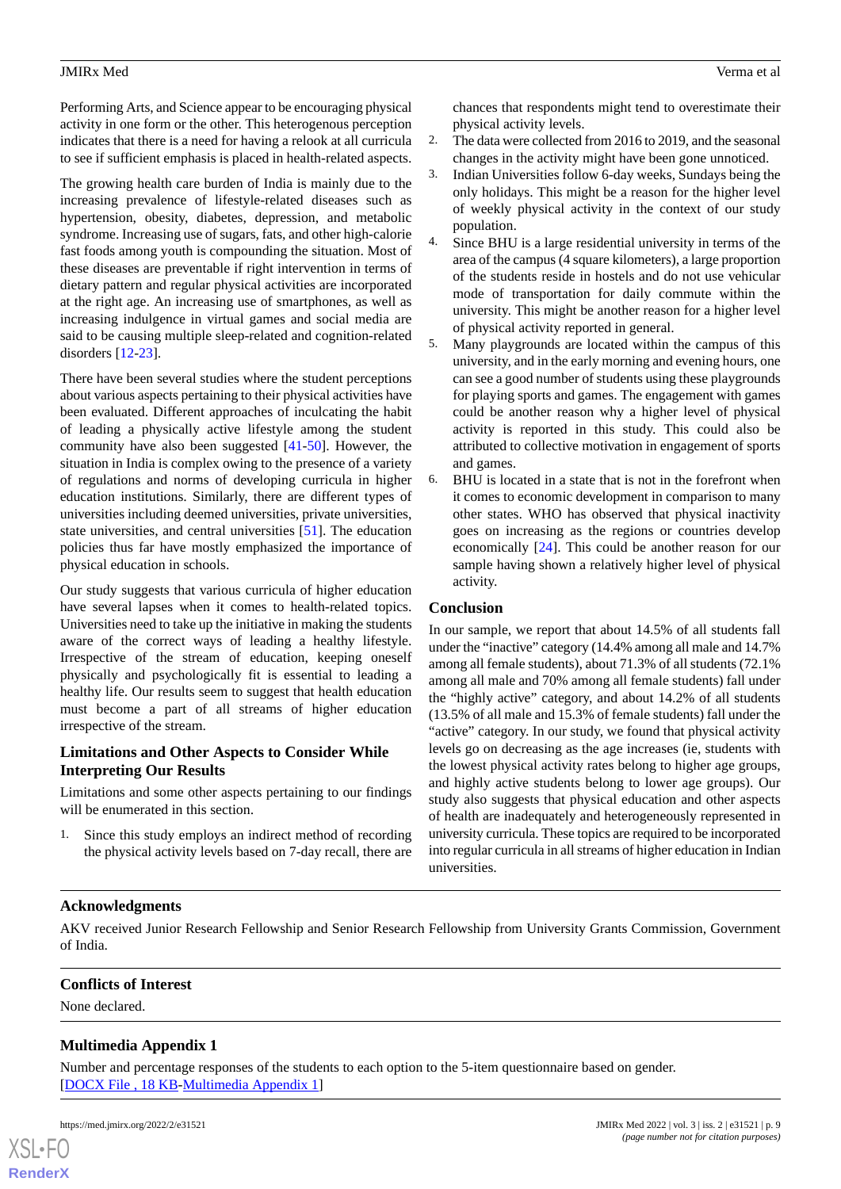Performing Arts, and Science appear to be encouraging physical activity in one form or the other. This heterogenous perception indicates that there is a need for having a relook at all curricula to see if sufficient emphasis is placed in health-related aspects.

The growing health care burden of India is mainly due to the increasing prevalence of lifestyle-related diseases such as hypertension, obesity, diabetes, depression, and metabolic syndrome. Increasing use of sugars, fats, and other high-calorie fast foods among youth is compounding the situation. Most of these diseases are preventable if right intervention in terms of dietary pattern and regular physical activities are incorporated at the right age. An increasing use of smartphones, as well as increasing indulgence in virtual games and social media are said to be causing multiple sleep-related and cognition-related disorders [12-23].

There have been several studies where the student perceptions about various aspects pertaining to their physical activities have been evaluated. Different approaches of inculcating the habit of leading a physically active lifestyle among the student community have also been suggested [41-50]. However, the situation in India is complex owing to the presence of a variety of regulations and norms of developing curricula in higher education institutions. Similarly, there are different types of universities including deemed universities, private universities, state universities, and central universities [51]. The education policies thus far have mostly emphasized the importance of physical education in schools.

Our study suggests that various curricula of higher education have several lapses when it comes to health-related topics. Universities need to take up the initiative in making the students aware of the correct ways of leading a healthy lifestyle. Irrespective of the stream of education, keeping oneself physically and psychologically fit is essential to leading a healthy life. Our results seem to suggest that health education must become a part of all streams of higher education irrespective of the stream.

### Limitations and Other Aspects to Consider While Interpreting Our Results

Limitations and some other aspects pertaining to our findings will be enumerated in this section.

1. Since this study employs an indirect method of recording the physical activity levels based on 7-day recall, there are chances that respondents might tend to overestimate their physical activity levels.
2. The data were collected from 2016 to 2019, and the seasonal changes in the activity might have been gone unnoticed.
3. Indian Universities follow 6-day weeks, Sundays being the only holidays. This might be a reason for the higher level of weekly physical activity in the context of our study population.
4. Since BHU is a large residential university in terms of the area of the campus (4 square kilometers), a large proportion of the students reside in hostels and do not use vehicular mode of transportation for daily commute within the university. This might be another reason for a higher level of physical activity reported in general.
5. Many playgrounds are located within the campus of this university, and in the early morning and evening hours, one can see a good number of students using these playgrounds for playing sports and games. The engagement with games could be another reason why a higher level of physical activity is reported in this study. This could also be attributed to collective motivation in engagement of sports and games.
6. BHU is located in a state that is not in the forefront when it comes to economic development in comparison to many other states. WHO has observed that physical inactivity goes on increasing as the regions or countries develop economically [24]. This could be another reason for our sample having shown a relatively higher level of physical activity.

### Conclusion

In our sample, we report that about 14.5% of all students fall under the "inactive" category (14.4% among all male and 14.7% among all female students), about 71.3% of all students (72.1% among all male and 70% among all female students) fall under the "highly active" category, and about 14.2% of all students (13.5% of all male and 15.3% of female students) fall under the "active" category. In our study, we found that physical activity levels go on decreasing as the age increases (ie, students with the lowest physical activity rates belong to higher age groups, and highly active students belong to lower age groups). Our study also suggests that physical education and other aspects of health are inadequately and heterogeneously represented in university curricula. These topics are required to be incorporated into regular curricula in all streams of higher education in Indian universities.

## Acknowledgments

AKV received Junior Research Fellowship and Senior Research Fellowship from University Grants Commission, Government of India.

## Conflicts of Interest

None declared.

## Multimedia Appendix 1

Number and percentage responses of the students to each option to the 5-item questionnaire based on gender.
[DOCX File , 18 KB-Multimedia Appendix 1]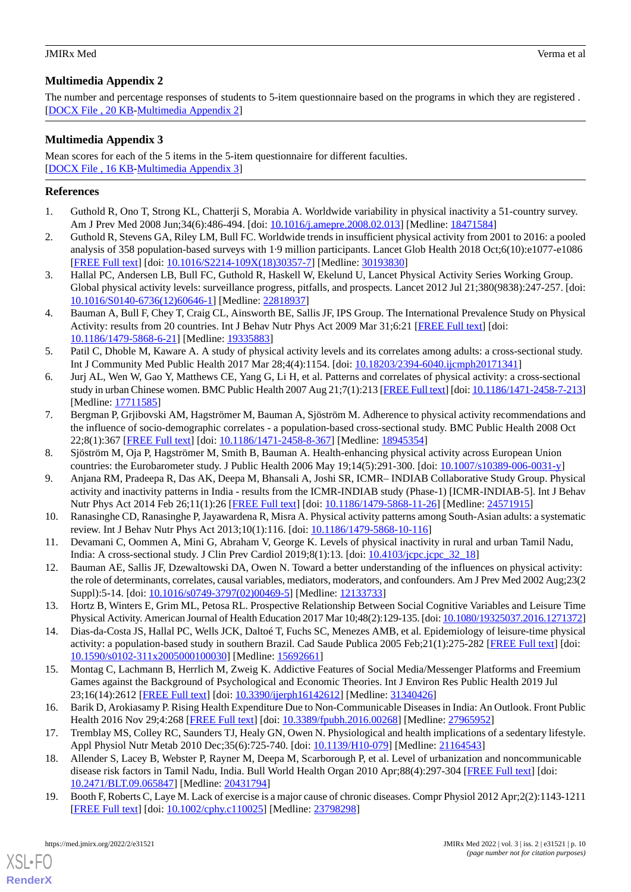## Multimedia Appendix 2

The number and percentage responses of students to 5-item questionnaire based on the programs in which they are registered .
[DOCX File , 20 KB-Multimedia Appendix 2]

## Multimedia Appendix 3

Mean scores for each of the 5 items in the 5-item questionnaire for different faculties.
[DOCX File , 16 KB-Multimedia Appendix 3]

## References

1. Guthold R, Ono T, Strong KL, Chatterji S, Morabia A. Worldwide variability in physical inactivity a 51-country survey. Am J Prev Med 2008 Jun;34(6):486-494. [doi: 10.1016/j.amepre.2008.02.013] [Medline: 18471584]
2. Guthold R, Stevens GA, Riley LM, Bull FC. Worldwide trends in insufficient physical activity from 2001 to 2016: a pooled analysis of 358 population-based surveys with 1·9 million participants. Lancet Glob Health 2018 Oct;6(10):e1077-e1086 [FREE Full text] [doi: 10.1016/S2214-109X(18)30357-7] [Medline: 30193830]
3. Hallal PC, Andersen LB, Bull FC, Guthold R, Haskell W, Ekelund U, Lancet Physical Activity Series Working Group. Global physical activity levels: surveillance progress, pitfalls, and prospects. Lancet 2012 Jul 21;380(9838):247-257. [doi: 10.1016/S0140-6736(12)60646-1] [Medline: 22818937]
4. Bauman A, Bull F, Chey T, Craig CL, Ainsworth BE, Sallis JF, IPS Group. The International Prevalence Study on Physical Activity: results from 20 countries. Int J Behav Nutr Phys Act 2009 Mar 31;6:21 [FREE Full text] [doi: 10.1186/1479-5868-6-21] [Medline: 19335883]
5. Patil C, Dhoble M, Kaware A. A study of physical activity levels and its correlates among adults: a cross-sectional study. Int J Community Med Public Health 2017 Mar 28;4(4):1154. [doi: 10.18203/2394-6040.ijcmph20171341]
6. Jurj AL, Wen W, Gao Y, Matthews CE, Yang G, Li H, et al. Patterns and correlates of physical activity: a cross-sectional study in urban Chinese women. BMC Public Health 2007 Aug 21;7(1):213 [FREE Full text] [doi: 10.1186/1471-2458-7-213] [Medline: 17711585]
7. Bergman P, Grjibovski AM, Hagströmer M, Bauman A, Sjöström M. Adherence to physical activity recommendations and the influence of socio-demographic correlates - a population-based cross-sectional study. BMC Public Health 2008 Oct 22;8(1):367 [FREE Full text] [doi: 10.1186/1471-2458-8-367] [Medline: 18945354]
8. Sjöström M, Oja P, Hagströmer M, Smith B, Bauman A. Health-enhancing physical activity across European Union countries: the Eurobarometer study. J Public Health 2006 May 19;14(5):291-300. [doi: 10.1007/s10389-006-0031-y]
9. Anjana RM, Pradeepa R, Das AK, Deepa M, Bhansali A, Joshi SR, ICMR– INDIAB Collaborative Study Group. Physical activity and inactivity patterns in India - results from the ICMR-INDIAB study (Phase-1) [ICMR-INDIAB-5]. Int J Behav Nutr Phys Act 2014 Feb 26;11(1):26 [FREE Full text] [doi: 10.1186/1479-5868-11-26] [Medline: 24571915]
10. Ranasinghe CD, Ranasinghe P, Jayawardena R, Misra A. Physical activity patterns among South-Asian adults: a systematic review. Int J Behav Nutr Phys Act 2013;10(1):116. [doi: 10.1186/1479-5868-10-116]
11. Devamani C, Oommen A, Mini G, Abraham V, George K. Levels of physical inactivity in rural and urban Tamil Nadu, India: A cross-sectional study. J Clin Prev Cardiol 2019;8(1):13. [doi: 10.4103/jcpc.jcpc_32_18]
12. Bauman AE, Sallis JF, Dzewaltowski DA, Owen N. Toward a better understanding of the influences on physical activity: the role of determinants, correlates, causal variables, mediators, moderators, and confounders. Am J Prev Med 2002 Aug;23(2 Suppl):5-14. [doi: 10.1016/s0749-3797(02)00469-5] [Medline: 12133733]
13. Hortz B, Winters E, Grim ML, Petosa RL. Prospective Relationship Between Social Cognitive Variables and Leisure Time Physical Activity. American Journal of Health Education 2017 Mar 10;48(2):129-135. [doi: 10.1080/19325037.2016.1271372]
14. Dias-da-Costa JS, Hallal PC, Wells JCK, Daltoé T, Fuchs SC, Menezes AMB, et al. Epidemiology of leisure-time physical activity: a population-based study in southern Brazil. Cad Saude Publica 2005 Feb;21(1):275-282 [FREE Full text] [doi: 10.1590/s0102-311x2005000100030] [Medline: 15692661]
15. Montag C, Lachmann B, Herrlich M, Zweig K. Addictive Features of Social Media/Messenger Platforms and Freemium Games against the Background of Psychological and Economic Theories. Int J Environ Res Public Health 2019 Jul 23;16(14):2612 [FREE Full text] [doi: 10.3390/ijerph16142612] [Medline: 31340426]
16. Barik D, Arokiasamy P. Rising Health Expenditure Due to Non-Communicable Diseases in India: An Outlook. Front Public Health 2016 Nov 29;4:268 [FREE Full text] [doi: 10.3389/fpubh.2016.00268] [Medline: 27965952]
17. Tremblay MS, Colley RC, Saunders TJ, Healy GN, Owen N. Physiological and health implications of a sedentary lifestyle. Appl Physiol Nutr Metab 2010 Dec;35(6):725-740. [doi: 10.1139/H10-079] [Medline: 21164543]
18. Allender S, Lacey B, Webster P, Rayner M, Deepa M, Scarborough P, et al. Level of urbanization and noncommunicable disease risk factors in Tamil Nadu, India. Bull World Health Organ 2010 Apr;88(4):297-304 [FREE Full text] [doi: 10.2471/BLT.09.065847] [Medline: 20431794]
19. Booth F, Roberts C, Laye M. Lack of exercise is a major cause of chronic diseases. Compr Physiol 2012 Apr;2(2):1143-1211 [FREE Full text] [doi: 10.1002/cphy.c110025] [Medline: 23798298]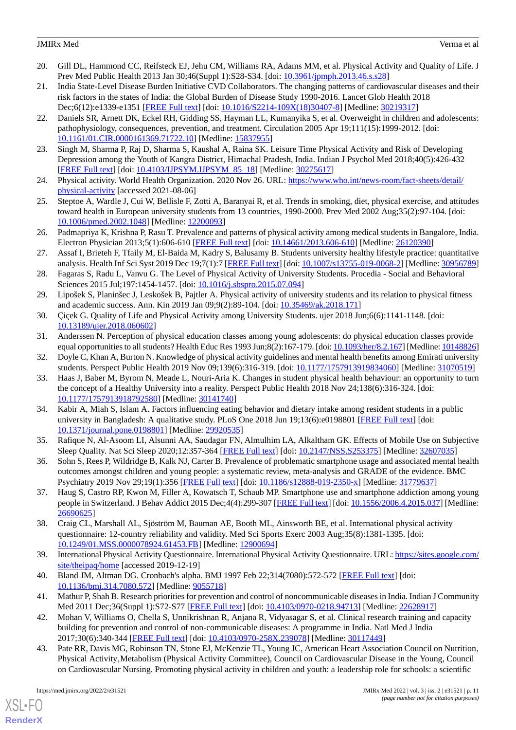20. Gill DL, Hammond CC, Reifsteck EJ, Jehu CM, Williams RA, Adams MM, et al. Physical Activity and Quality of Life. J Prev Med Public Health 2013 Jan 30;46(Suppl 1):S28-S34. [doi: 10.3961/jpmph.2013.46.s.s28]
21. India State-Level Disease Burden Initiative CVD Collaborators. The changing patterns of cardiovascular diseases and their risk factors in the states of India: the Global Burden of Disease Study 1990-2016. Lancet Glob Health 2018 Dec;6(12):e1339-e1351 [FREE Full text] [doi: 10.1016/S2214-109X(18)30407-8] [Medline: 30219317]
22. Daniels SR, Arnett DK, Eckel RH, Gidding SS, Hayman LL, Kumanyika S, et al. Overweight in children and adolescents: pathophysiology, consequences, prevention, and treatment. Circulation 2005 Apr 19;111(15):1999-2012. [doi: 10.1161/01.CIR.0000161369.71722.10] [Medline: 15837955]
23. Singh M, Sharma P, Raj D, Sharma S, Kaushal A, Raina SK. Leisure Time Physical Activity and Risk of Developing Depression among the Youth of Kangra District, Himachal Pradesh, India. Indian J Psychol Med 2018;40(5):426-432 [FREE Full text] [doi: 10.4103/IJPSYM.IJPSYM_85_18] [Medline: 30275617]
24. Physical activity. World Health Organization. 2020 Nov 26. URL: https://www.who.int/news-room/fact-sheets/detail/physical-activity [accessed 2021-08-06]
25. Steptoe A, Wardle J, Cui W, Bellisle F, Zotti A, Baranyai R, et al. Trends in smoking, diet, physical exercise, and attitudes toward health in European university students from 13 countries, 1990-2000. Prev Med 2002 Aug;35(2):97-104. [doi: 10.1006/pmed.2002.1048] [Medline: 12200093]
26. Padmapriya K, Krishna P, Rasu T. Prevalence and patterns of physical activity among medical students in Bangalore, India. Electron Physician 2013;5(1):606-610 [FREE Full text] [doi: 10.14661/2013.606-610] [Medline: 26120390]
27. Assaf I, Brieteh F, Tfaily M, El-Baida M, Kadry S, Balusamy B. Students university healthy lifestyle practice: quantitative analysis. Health Inf Sci Syst 2019 Dec 19;7(1):7 [FREE Full text] [doi: 10.1007/s13755-019-0068-2] [Medline: 30956789]
28. Fagaras S, Radu L, Vanvu G. The Level of Physical Activity of University Students. Procedia - Social and Behavioral Sciences 2015 Jul;197:1454-1457. [doi: 10.1016/j.sbspro.2015.07.094]
29. Lipošek S, Planinšec J, Leskošek B, Pajtler A. Physical activity of university students and its relation to physical fitness and academic success. Ann. Kin 2019 Jan 09;9(2):89-104. [doi: 10.35469/ak.2018.171]
30. Çiçek G. Quality of Life and Physical Activity among University Students. ujer 2018 Jun;6(6):1141-1148. [doi: 10.13189/ujer.2018.060602]
31. Anderssen N. Perception of physical education classes among young adolescents: do physical education classes provide equal opportunities to all students? Health Educ Res 1993 Jun;8(2):167-179. [doi: 10.1093/her/8.2.167] [Medline: 10148826]
32. Doyle C, Khan A, Burton N. Knowledge of physical activity guidelines and mental health benefits among Emirati university students. Perspect Public Health 2019 Nov 09;139(6):316-319. [doi: 10.1177/1757913919834060] [Medline: 31070519]
33. Haas J, Baber M, Byrom N, Meade L, Nouri-Aria K. Changes in student physical health behaviour: an opportunity to turn the concept of a Healthy University into a reality. Perspect Public Health 2018 Nov 24;138(6):316-324. [doi: 10.1177/1757913918792580] [Medline: 30141740]
34. Kabir A, Miah S, Islam A. Factors influencing eating behavior and dietary intake among resident students in a public university in Bangladesh: A qualitative study. PLoS One 2018 Jun 19;13(6):e0198801 [FREE Full text] [doi: 10.1371/journal.pone.0198801] [Medline: 29920535]
35. Rafique N, Al-Asoom LI, Alsunni AA, Saudagar FN, Almulhim LA, Alkaltham GK. Effects of Mobile Use on Subjective Sleep Quality. Nat Sci Sleep 2020;12:357-364 [FREE Full text] [doi: 10.2147/NSS.S253375] [Medline: 32607035]
36. Sohn S, Rees P, Wildridge B, Kalk NJ, Carter B. Prevalence of problematic smartphone usage and associated mental health outcomes amongst children and young people: a systematic review, meta-analysis and GRADE of the evidence. BMC Psychiatry 2019 Nov 29;19(1):356 [FREE Full text] [doi: 10.1186/s12888-019-2350-x] [Medline: 31779637]
37. Haug S, Castro RP, Kwon M, Filler A, Kowatsch T, Schaub MP. Smartphone use and smartphone addiction among young people in Switzerland. J Behav Addict 2015 Dec;4(4):299-307 [FREE Full text] [doi: 10.1556/2006.4.2015.037] [Medline: 26690625]
38. Craig CL, Marshall AL, Sjöström M, Bauman AE, Booth ML, Ainsworth BE, et al. International physical activity questionnaire: 12-country reliability and validity. Med Sci Sports Exerc 2003 Aug;35(8):1381-1395. [doi: 10.1249/01.MSS.0000078924.61453.FB] [Medline: 12900694]
39. International Physical Activity Questionnaire. International Physical Activity Questionnaire. URL: https://sites.google.com/site/theipaq/home [accessed 2019-12-19]
40. Bland JM, Altman DG. Cronbach's alpha. BMJ 1997 Feb 22;314(7080):572-572 [FREE Full text] [doi: 10.1136/bmj.314.7080.572] [Medline: 9055718]
41. Mathur P, Shah B. Research priorities for prevention and control of noncommunicable diseases in India. Indian J Community Med 2011 Dec;36(Suppl 1):S72-S77 [FREE Full text] [doi: 10.4103/0970-0218.94713] [Medline: 22628917]
42. Mohan V, Williams O, Chella S, Unnikrishnan R, Anjana R, Vidyasagar S, et al. Clinical research training and capacity building for prevention and control of non-communicable diseases: A programme in India. Natl Med J India 2017;30(6):340-344 [FREE Full text] [doi: 10.4103/0970-258X.239078] [Medline: 30117449]
43. Pate RR, Davis MG, Robinson TN, Stone EJ, McKenzie TL, Young JC, American Heart Association Council on Nutrition, Physical Activity,Metabolism (Physical Activity Committee), Council on Cardiovascular Disease in the Young, Council on Cardiovascular Nursing. Promoting physical activity in children and youth: a leadership role for schools: a scientific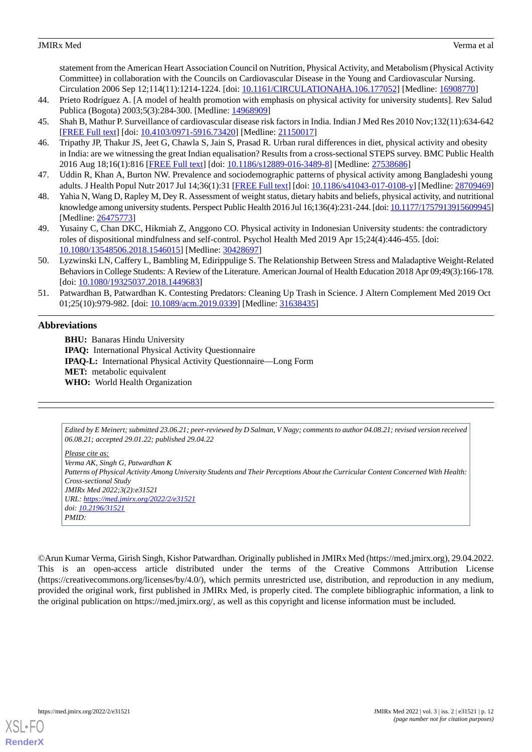statement from the American Heart Association Council on Nutrition, Physical Activity, and Metabolism (Physical Activity Committee) in collaboration with the Councils on Cardiovascular Disease in the Young and Cardiovascular Nursing. Circulation 2006 Sep 12;114(11):1214-1224. [doi: 10.1161/CIRCULATIONAHA.106.177052] [Medline: 16908770]

44. Prieto Rodríguez A. [A model of health promotion with emphasis on physical activity for university students]. Rev Salud Publica (Bogota) 2003;5(3):284-300. [Medline: 14968909]
45. Shah B, Mathur P. Surveillance of cardiovascular disease risk factors in India. Indian J Med Res 2010 Nov;132(11):634-642 [FREE Full text] [doi: 10.4103/0971-5916.73420] [Medline: 21150017]
46. Tripathy JP, Thakur JS, Jeet G, Chawla S, Jain S, Prasad R. Urban rural differences in diet, physical activity and obesity in India: are we witnessing the great Indian equalisation? Results from a cross-sectional STEPS survey. BMC Public Health 2016 Aug 18;16(1):816 [FREE Full text] [doi: 10.1186/s12889-016-3489-8] [Medline: 27538686]
47. Uddin R, Khan A, Burton NW. Prevalence and sociodemographic patterns of physical activity among Bangladeshi young adults. J Health Popul Nutr 2017 Jul 14;36(1):31 [FREE Full text] [doi: 10.1186/s41043-017-0108-y] [Medline: 28709469]
48. Yahia N, Wang D, Rapley M, Dey R. Assessment of weight status, dietary habits and beliefs, physical activity, and nutritional knowledge among university students. Perspect Public Health 2016 Jul 16;136(4):231-244. [doi: 10.1177/1757913915609945] [Medline: 26475773]
49. Yusainy C, Chan DKC, Hikmiah Z, Anggono CO. Physical activity in Indonesian University students: the contradictory roles of dispositional mindfulness and self-control. Psychol Health Med 2019 Apr 15;24(4):446-455. [doi: 10.1080/13548506.2018.1546015] [Medline: 30428697]
50. Lyzwinski LN, Caffery L, Bambling M, Edirippulige S. The Relationship Between Stress and Maladaptive Weight-Related Behaviors in College Students: A Review of the Literature. American Journal of Health Education 2018 Apr 09;49(3):166-178. [doi: 10.1080/19325037.2018.1449683]
51. Patwardhan B, Patwardhan K. Contesting Predators: Cleaning Up Trash in Science. J Altern Complement Med 2019 Oct 01;25(10):979-982. [doi: 10.1089/acm.2019.0339] [Medline: 31638435]

## Abbreviations

**BHU:** Banaras Hindu University
**IPAQ:** International Physical Activity Questionnaire
**IPAQ-L:** International Physical Activity Questionnaire—Long Form
**MET:** metabolic equivalent
**WHO:** World Health Organization

*Edited by E Meinert; submitted 23.06.21; peer-reviewed by D Salman, V Nagy; comments to author 04.08.21; revised version received 06.08.21; accepted 29.01.22; published 29.04.22*

*Please cite as:*
*Verma AK, Singh G, Patwardhan K*
*Patterns of Physical Activity Among University Students and Their Perceptions About the Curricular Content Concerned With Health: Cross-sectional Study*
*JMIRx Med 2022;3(2):e31521*
*URL: https://med.jmirx.org/2022/2/e31521*
*doi: 10.2196/31521*
*PMID:*

©Arun Kumar Verma, Girish Singh, Kishor Patwardhan. Originally published in JMIRx Med (https://med.jmirx.org), 29.04.2022. This is an open-access article distributed under the terms of the Creative Commons Attribution License (https://creativecommons.org/licenses/by/4.0/), which permits unrestricted use, distribution, and reproduction in any medium, provided the original work, first published in JMIRx Med, is properly cited. The complete bibliographic information, a link to the original publication on https://med.jmirx.org/, as well as this copyright and license information must be included.